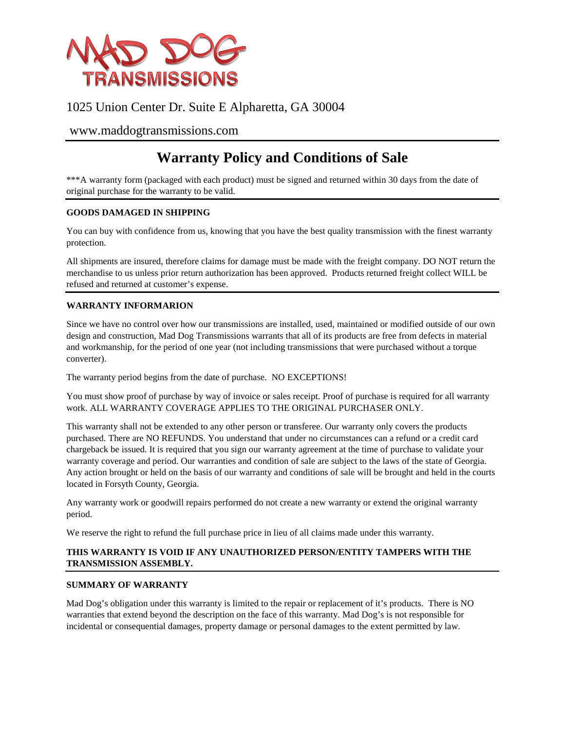MAD DOG TRANSMISSIONS

1025 Union Center Dr. Suite E Alpharetta, GA 30004

www.maddogtransmissions.com

# Warranty Policy and Conditions of Sale

***A warranty form (packaged with each product) must be signed and returned within 30 days from the date of original purchase for the warranty to be valid.

**GOODS DAMAGED IN SHIPPING**

You can buy with confidence from us, knowing that you have the best quality transmission with the finest warranty protection.

All shipments are insured, therefore claims for damage must be made with the freight company. DO NOT return the merchandise to us unless prior return authorization has been approved. Products returned freight collect WILL be refused and returned at customer's expense.

**WARRANTY INFORMARION**

Since we have no control over how our transmissions are installed, used, maintained or modified outside of our own design and construction, Mad Dog Transmissions warrants that all of its products are free from defects in material and workmanship, for the period of one year (not including transmissions that were purchased without a torque converter).

The warranty period begins from the date of purchase. NO EXCEPTIONS!

You must show proof of purchase by way of invoice or sales receipt. Proof of purchase is required for all warranty work. ALL WARRANTY COVERAGE APPLIES TO THE ORIGINAL PURCHASER ONLY.

This warranty shall not be extended to any other person or transferee. Our warranty only covers the products purchased. There are NO REFUNDS. You understand that under no circumstances can a refund or a credit card chargeback be issued. It is required that you sign our warranty agreement at the time of purchase to validate your warranty coverage and period. Our warranties and condition of sale are subject to the laws of the state of Georgia. Any action brought or held on the basis of our warranty and conditions of sale will be brought and held in the courts located in Forsyth County, Georgia.

Any warranty work or goodwill repairs performed do not create a new warranty or extend the original warranty period.

We reserve the right to refund the full purchase price in lieu of all claims made under this warranty.

**THIS WARRANTY IS VOID IF ANY UNAUTHORIZED PERSON/ENTITY TAMPERS WITH THE TRANSMISSION ASSEMBLY.**

**SUMMARY OF WARRANTY**

Mad Dog's obligation under this warranty is limited to the repair or replacement of it's products. There is NO warranties that extend beyond the description on the face of this warranty. Mad Dog's is not responsible for incidental or consequential damages, property damage or personal damages to the extent permitted by law.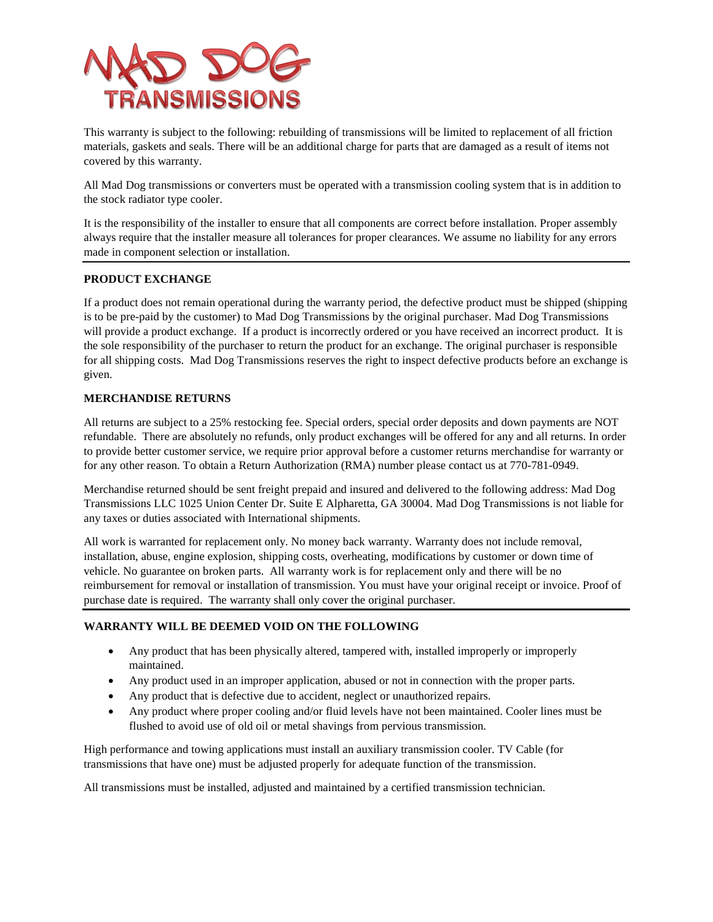# MAD DOG TRANSMISSIONS

This warranty is subject to the following: rebuilding of transmissions will be limited to replacement of all friction materials, gaskets and seals. There will be an additional charge for parts that are damaged as a result of items not covered by this warranty.

All Mad Dog transmissions or converters must be operated with a transmission cooling system that is in addition to the stock radiator type cooler.

It is the responsibility of the installer to ensure that all components are correct before installation. Proper assembly always require that the installer measure all tolerances for proper clearances. We assume no liability for any errors made in component selection or installation.

---

**PRODUCT EXCHANGE**

If a product does not remain operational during the warranty period, the defective product must be shipped (shipping is to be pre-paid by the customer) to Mad Dog Transmissions by the original purchaser. Mad Dog Transmissions will provide a product exchange. If a product is incorrectly ordered or you have received an incorrect product. It is the sole responsibility of the purchaser to return the product for an exchange. The original purchaser is responsible for all shipping costs. Mad Dog Transmissions reserves the right to inspect defective products before an exchange is given.

**MERCHANDISE RETURNS**

All returns are subject to a 25% restocking fee. Special orders, special order deposits and down payments are NOT refundable. There are absolutely no refunds, only product exchanges will be offered for any and all returns. In order to provide better customer service, we require prior approval before a customer returns merchandise for warranty or for any other reason. To obtain a Return Authorization (RMA) number please contact us at 770-781-0949.

Merchandise returned should be sent freight prepaid and insured and delivered to the following address: Mad Dog Transmissions LLC 1025 Union Center Dr. Suite E Alpharetta, GA 30004. Mad Dog Transmissions is not liable for any taxes or duties associated with International shipments.

All work is warranted for replacement only. No money back warranty. Warranty does not include removal, installation, abuse, engine explosion, shipping costs, overheating, modifications by customer or down time of vehicle. No guarantee on broken parts. All warranty work is for replacement only and there will be no reimbursement for removal or installation of transmission. You must have your original receipt or invoice. Proof of purchase date is required. The warranty shall only cover the original purchaser.

---

**WARRANTY WILL BE DEEMED VOID ON THE FOLLOWING**

- Any product that has been physically altered, tampered with, installed improperly or improperly maintained.
- Any product used in an improper application, abused or not in connection with the proper parts.
- Any product that is defective due to accident, neglect or unauthorized repairs.
- Any product where proper cooling and/or fluid levels have not been maintained. Cooler lines must be flushed to avoid use of old oil or metal shavings from pervious transmission.

High performance and towing applications must install an auxiliary transmission cooler. TV Cable (for transmissions that have one) must be adjusted properly for adequate function of the transmission.

All transmissions must be installed, adjusted and maintained by a certified transmission technician.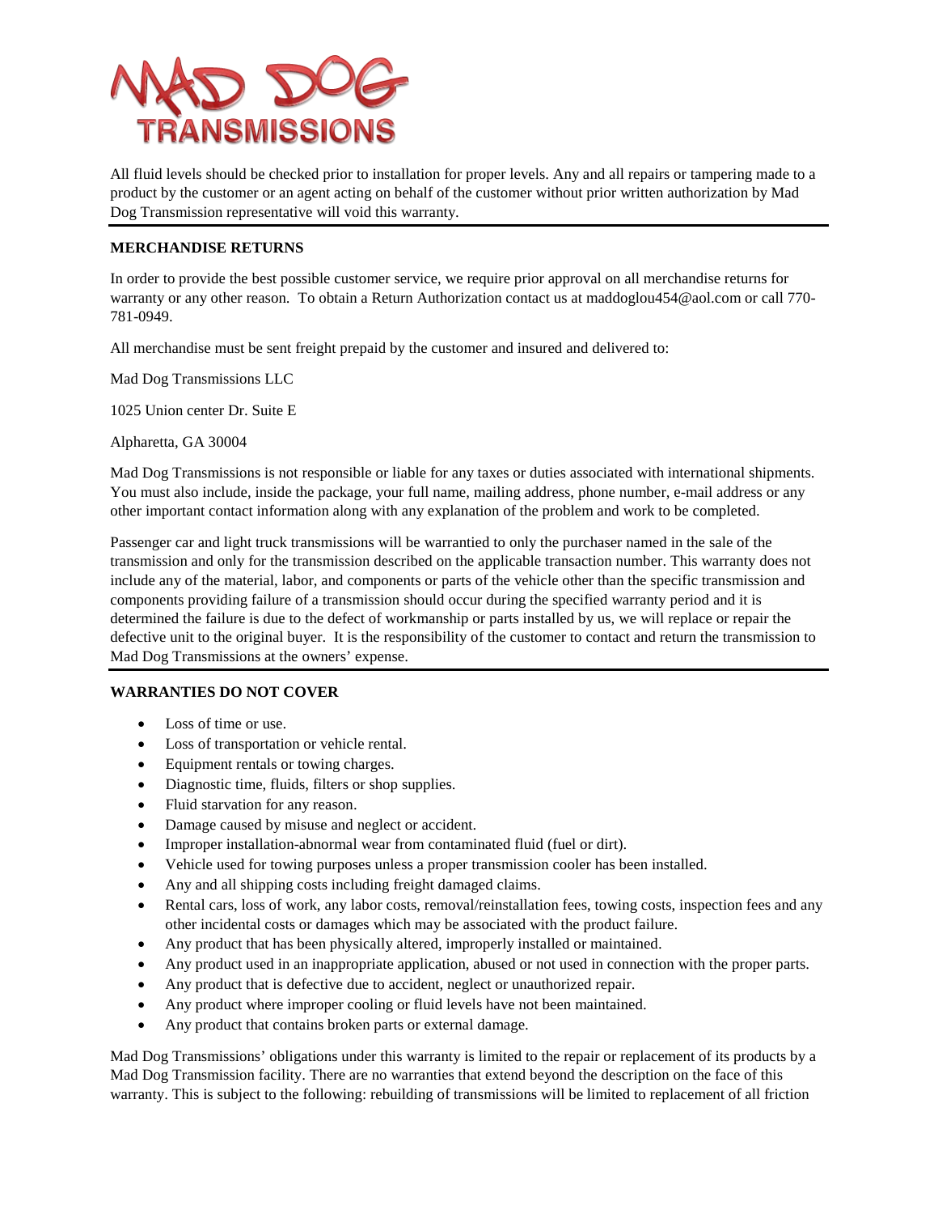All fluid levels should be checked prior to installation for proper levels. Any and all repairs or tampering made to a product by the customer or an agent acting on behalf of the customer without prior written authorization by Mad Dog Transmission representative will void this warranty.

---

**MERCHANDISE RETURNS**

In order to provide the best possible customer service, we require prior approval on all merchandise returns for warranty or any other reason. To obtain a Return Authorization contact us at maddoglou454@aol.com or call 770-781-0949.

All merchandise must be sent freight prepaid by the customer and insured and delivered to:

Mad Dog Transmissions LLC

1025 Union center Dr. Suite E

Alpharetta, GA 30004

Mad Dog Transmissions is not responsible or liable for any taxes or duties associated with international shipments. You must also include, inside the package, your full name, mailing address, phone number, e-mail address or any other important contact information along with any explanation of the problem and work to be completed.

Passenger car and light truck transmissions will be warrantied to only the purchaser named in the sale of the transmission and only for the transmission described on the applicable transaction number. This warranty does not include any of the material, labor, and components or parts of the vehicle other than the specific transmission and components providing failure of a transmission should occur during the specified warranty period and it is determined the failure is due to the defect of workmanship or parts installed by us, we will replace or repair the defective unit to the original buyer. It is the responsibility of the customer to contact and return the transmission to Mad Dog Transmissions at the owners' expense.

---

**WARRANTIES DO NOT COVER**

- Loss of time or use.
- Loss of transportation or vehicle rental.
- Equipment rentals or towing charges.
- Diagnostic time, fluids, filters or shop supplies.
- Fluid starvation for any reason.
- Damage caused by misuse and neglect or accident.
- Improper installation-abnormal wear from contaminated fluid (fuel or dirt).
- Vehicle used for towing purposes unless a proper transmission cooler has been installed.
- Any and all shipping costs including freight damaged claims.
- Rental cars, loss of work, any labor costs, removal/reinstallation fees, towing costs, inspection fees and any other incidental costs or damages which may be associated with the product failure.
- Any product that has been physically altered, improperly installed or maintained.
- Any product used in an inappropriate application, abused or not used in connection with the proper parts.
- Any product that is defective due to accident, neglect or unauthorized repair.
- Any product where improper cooling or fluid levels have not been maintained.
- Any product that contains broken parts or external damage.

Mad Dog Transmissions' obligations under this warranty is limited to the repair or replacement of its products by a Mad Dog Transmission facility. There are no warranties that extend beyond the description on the face of this warranty. This is subject to the following: rebuilding of transmissions will be limited to replacement of all friction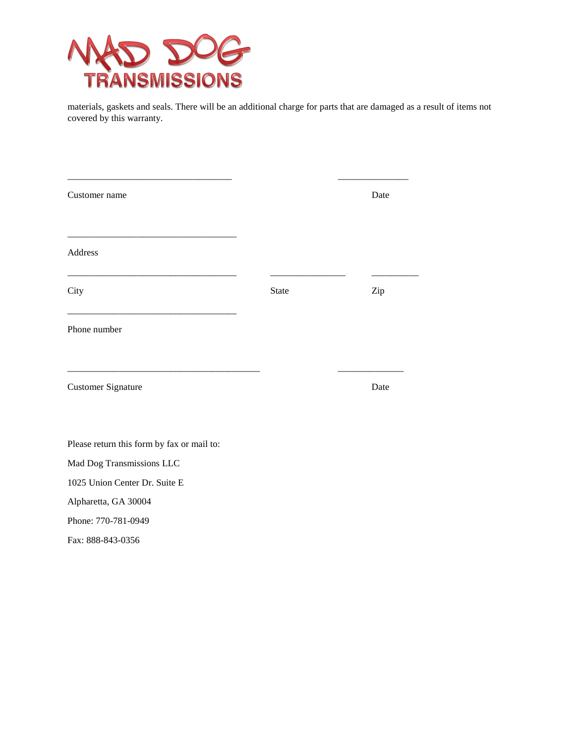materials, gaskets and seals. There will be an additional charge for parts that are damaged as a result of items not covered by this warranty.

___________________________________ _______________

Customer name Date

____________________________________

Address

____________________________________ ________________ __________

City State Zip

____________________________________

Phone number

_________________________________________ ______________

Customer Signature Date

Please return this form by fax or mail to:

Mad Dog Transmissions LLC

1025 Union Center Dr. Suite E

Alpharetta, GA 30004

Phone: 770-781-0949

Fax: 888-843-0356